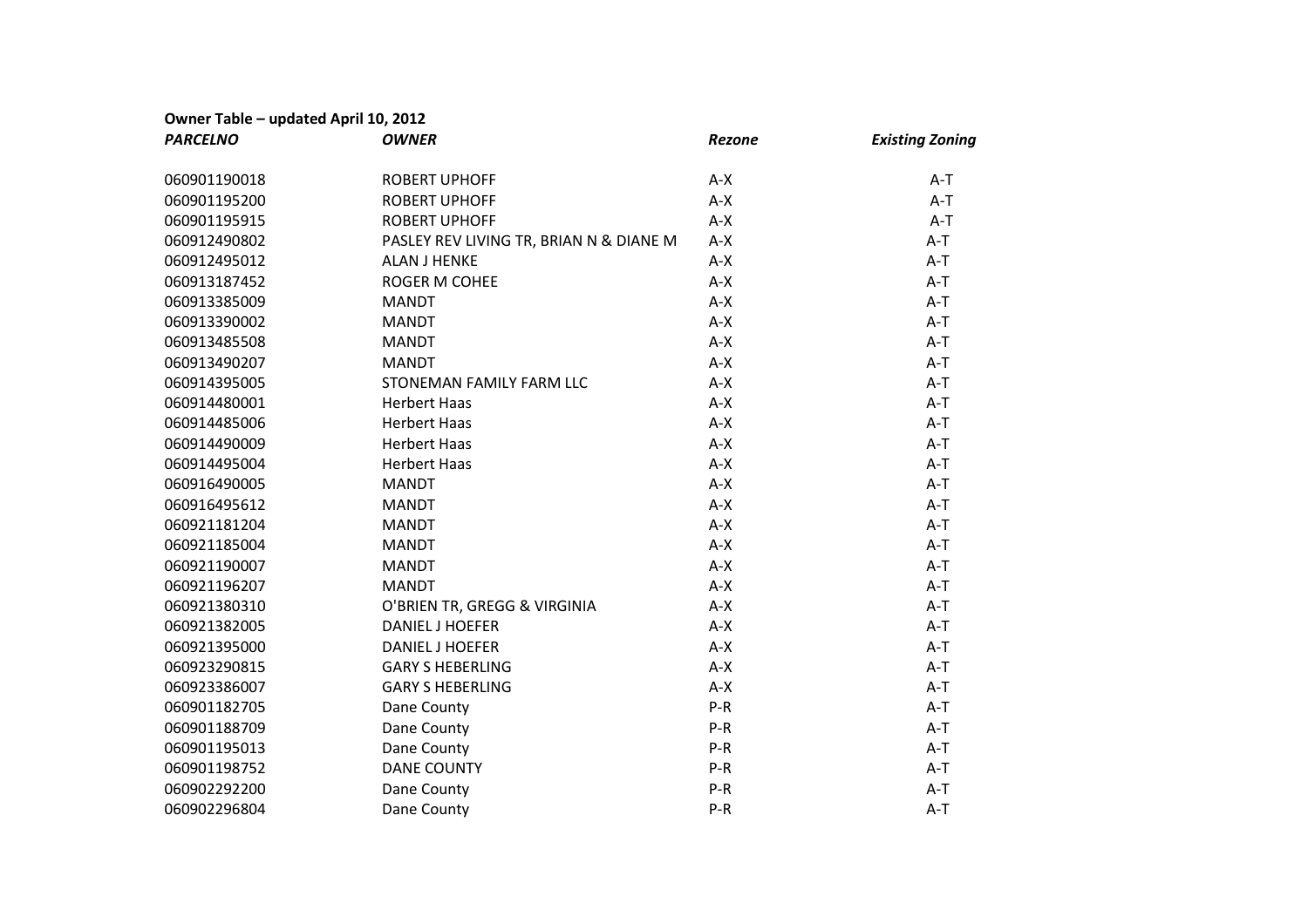**Owner Table – updated April 10, 2012**

| *PARCELNO* | *OWNER* | *Rezone* | *Existing Zoning* |
|---|---|---|---|
| 060901190018 | ROBERT UPHOFF | A-X | A-T |
| 060901195200 | ROBERT UPHOFF | A-X | A-T |
| 060901195915 | ROBERT UPHOFF | A-X | A-T |
| 060912490802 | PASLEY REV LIVING TR, BRIAN N & DIANE M | A-X | A-T |
| 060912495012 | ALAN J HENKE | A-X | A-T |
| 060913187452 | ROGER M COHEE | A-X | A-T |
| 060913385009 | MANDT | A-X | A-T |
| 060913390002 | MANDT | A-X | A-T |
| 060913485508 | MANDT | A-X | A-T |
| 060913490207 | MANDT | A-X | A-T |
| 060914395005 | STONEMAN FAMILY FARM LLC | A-X | A-T |
| 060914480001 | Herbert Haas | A-X | A-T |
| 060914485006 | Herbert Haas | A-X | A-T |
| 060914490009 | Herbert Haas | A-X | A-T |
| 060914495004 | Herbert Haas | A-X | A-T |
| 060916490005 | MANDT | A-X | A-T |
| 060916495612 | MANDT | A-X | A-T |
| 060921181204 | MANDT | A-X | A-T |
| 060921185004 | MANDT | A-X | A-T |
| 060921190007 | MANDT | A-X | A-T |
| 060921196207 | MANDT | A-X | A-T |
| 060921380310 | O'BRIEN TR, GREGG & VIRGINIA | A-X | A-T |
| 060921382005 | DANIEL J HOEFER | A-X | A-T |
| 060921395000 | DANIEL J HOEFER | A-X | A-T |
| 060923290815 | GARY S HEBERLING | A-X | A-T |
| 060923386007 | GARY S HEBERLING | A-X | A-T |
| 060901182705 | Dane County | P-R | A-T |
| 060901188709 | Dane County | P-R | A-T |
| 060901195013 | Dane County | P-R | A-T |
| 060901198752 | DANE COUNTY | P-R | A-T |
| 060902292200 | Dane County | P-R | A-T |
| 060902296804 | Dane County | P-R | A-T |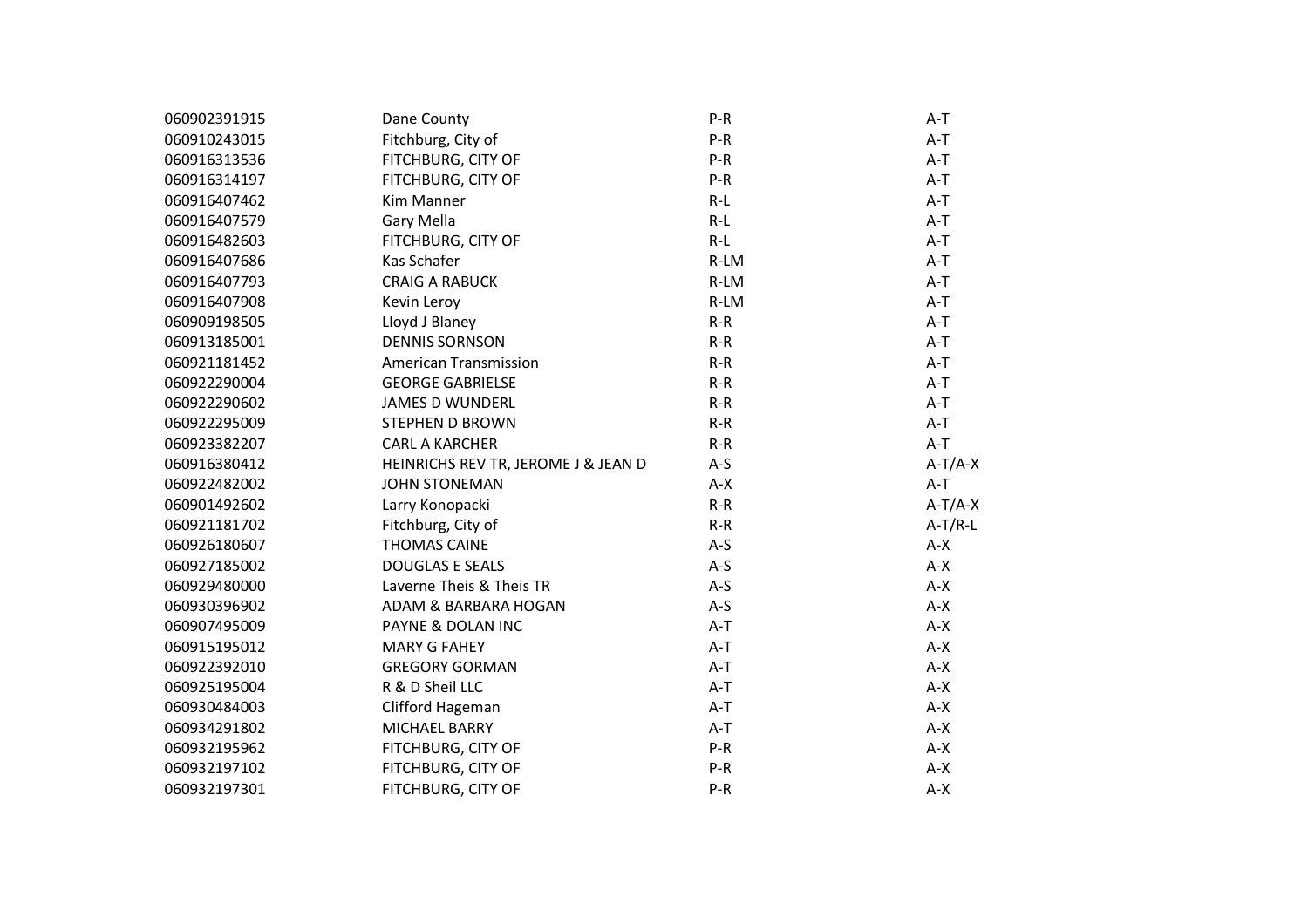| | | | |
|---|---|---|---|
| 060902391915 | Dane County | P-R | A-T |
| 060910243015 | Fitchburg, City of | P-R | A-T |
| 060916313536 | FITCHBURG, CITY OF | P-R | A-T |
| 060916314197 | FITCHBURG, CITY OF | P-R | A-T |
| 060916407462 | Kim Manner | R-L | A-T |
| 060916407579 | Gary Mella | R-L | A-T |
| 060916482603 | FITCHBURG, CITY OF | R-L | A-T |
| 060916407686 | Kas Schafer | R-LM | A-T |
| 060916407793 | CRAIG A RABUCK | R-LM | A-T |
| 060916407908 | Kevin Leroy | R-LM | A-T |
| 060909198505 | Lloyd J Blaney | R-R | A-T |
| 060913185001 | DENNIS SORNSON | R-R | A-T |
| 060921181452 | American Transmission | R-R | A-T |
| 060922290004 | GEORGE GABRIELSE | R-R | A-T |
| 060922290602 | JAMES D WUNDERL | R-R | A-T |
| 060922295009 | STEPHEN D BROWN | R-R | A-T |
| 060923382207 | CARL A KARCHER | R-R | A-T |
| 060916380412 | HEINRICHS REV TR, JEROME J & JEAN D | A-S | A-T/A-X |
| 060922482002 | JOHN STONEMAN | A-X | A-T |
| 060901492602 | Larry Konopacki | R-R | A-T/A-X |
| 060921181702 | Fitchburg, City of | R-R | A-T/R-L |
| 060926180607 | THOMAS CAINE | A-S | A-X |
| 060927185002 | DOUGLAS E SEALS | A-S | A-X |
| 060929480000 | Laverne Theis & Theis TR | A-S | A-X |
| 060930396902 | ADAM & BARBARA HOGAN | A-S | A-X |
| 060907495009 | PAYNE & DOLAN INC | A-T | A-X |
| 060915195012 | MARY G FAHEY | A-T | A-X |
| 060922392010 | GREGORY GORMAN | A-T | A-X |
| 060925195004 | R & D Sheil LLC | A-T | A-X |
| 060930484003 | Clifford Hageman | A-T | A-X |
| 060934291802 | MICHAEL BARRY | A-T | A-X |
| 060932195962 | FITCHBURG, CITY OF | P-R | A-X |
| 060932197102 | FITCHBURG, CITY OF | P-R | A-X |
| 060932197301 | FITCHBURG, CITY OF | P-R | A-X |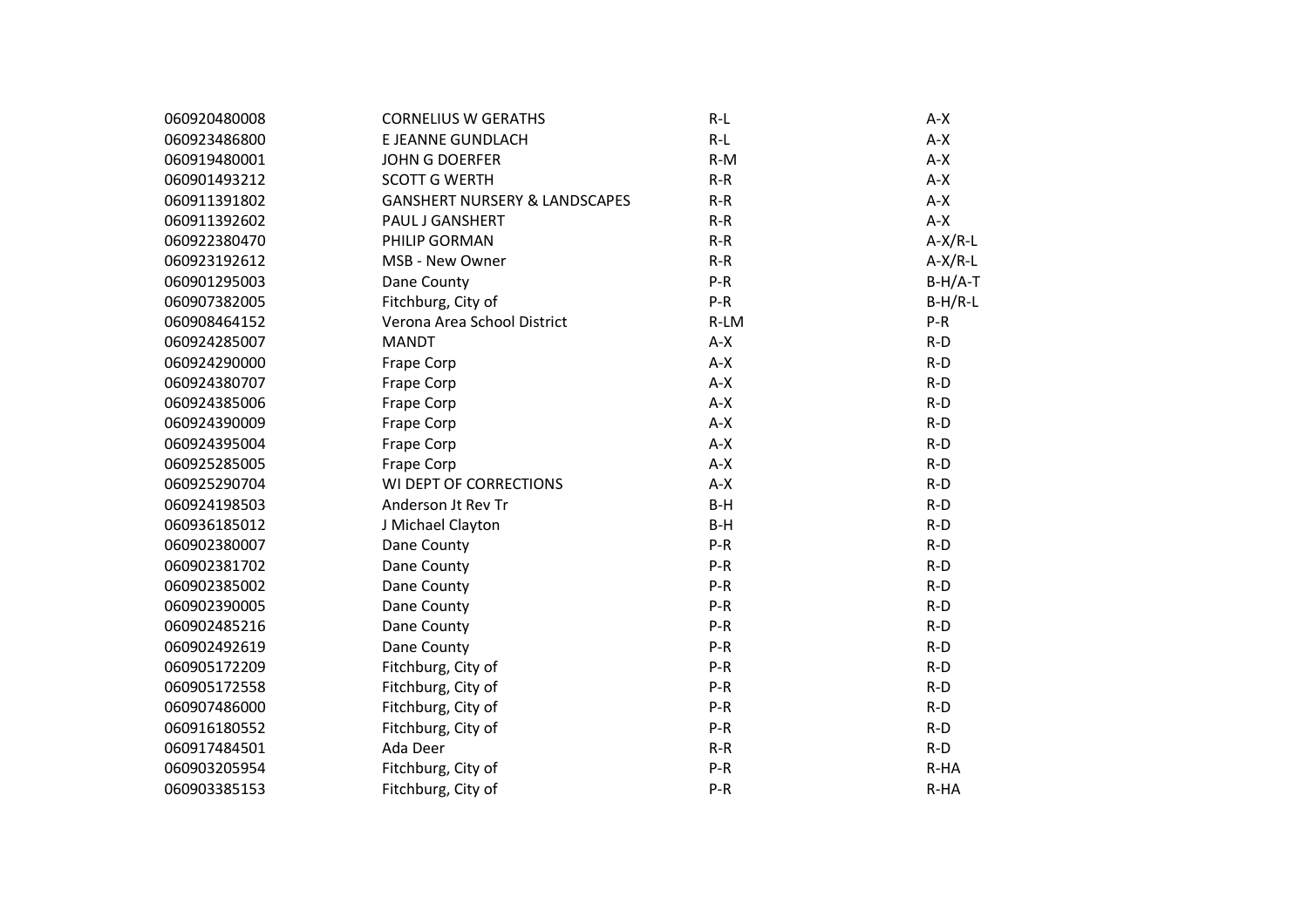| | | | |
|---|---|---|---|
| 060920480008 | CORNELIUS W GERATHS | R-L | A-X |
| 060923486800 | E JEANNE GUNDLACH | R-L | A-X |
| 060919480001 | JOHN G DOERFER | R-M | A-X |
| 060901493212 | SCOTT G WERTH | R-R | A-X |
| 060911391802 | GANSHERT NURSERY & LANDSCAPES | R-R | A-X |
| 060911392602 | PAUL J GANSHERT | R-R | A-X |
| 060922380470 | PHILIP GORMAN | R-R | A-X/R-L |
| 060923192612 | MSB - New Owner | R-R | A-X/R-L |
| 060901295003 | Dane County | P-R | B-H/A-T |
| 060907382005 | Fitchburg, City of | P-R | B-H/R-L |
| 060908464152 | Verona Area School District | R-LM | P-R |
| 060924285007 | MANDT | A-X | R-D |
| 060924290000 | Frape Corp | A-X | R-D |
| 060924380707 | Frape Corp | A-X | R-D |
| 060924385006 | Frape Corp | A-X | R-D |
| 060924390009 | Frape Corp | A-X | R-D |
| 060924395004 | Frape Corp | A-X | R-D |
| 060925285005 | Frape Corp | A-X | R-D |
| 060925290704 | WI DEPT OF CORRECTIONS | A-X | R-D |
| 060924198503 | Anderson Jt Rev Tr | B-H | R-D |
| 060936185012 | J Michael Clayton | B-H | R-D |
| 060902380007 | Dane County | P-R | R-D |
| 060902381702 | Dane County | P-R | R-D |
| 060902385002 | Dane County | P-R | R-D |
| 060902390005 | Dane County | P-R | R-D |
| 060902485216 | Dane County | P-R | R-D |
| 060902492619 | Dane County | P-R | R-D |
| 060905172209 | Fitchburg, City of | P-R | R-D |
| 060905172558 | Fitchburg, City of | P-R | R-D |
| 060907486000 | Fitchburg, City of | P-R | R-D |
| 060916180552 | Fitchburg, City of | P-R | R-D |
| 060917484501 | Ada Deer | R-R | R-D |
| 060903205954 | Fitchburg, City of | P-R | R-HA |
| 060903385153 | Fitchburg, City of | P-R | R-HA |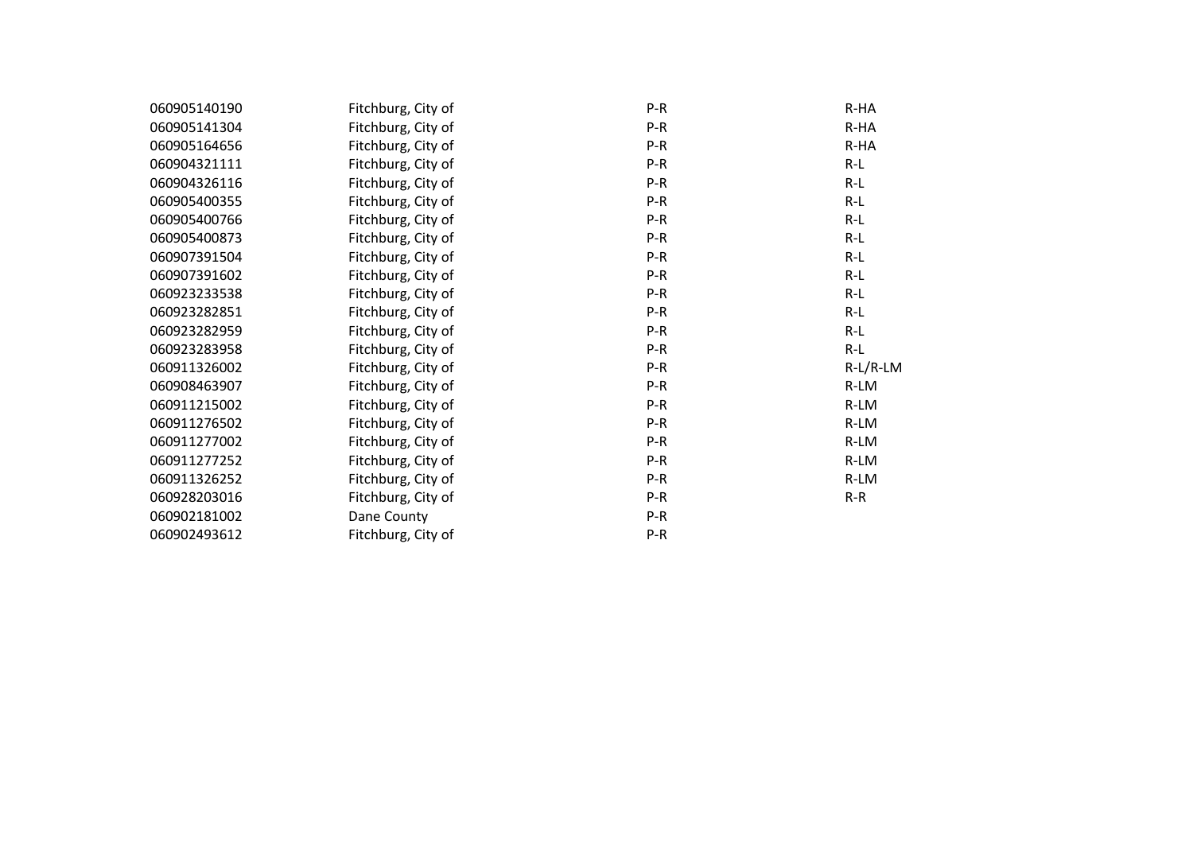| | | | |
|---|---|---|---|
| 060905140190 | Fitchburg, City of | P-R | R-HA |
| 060905141304 | Fitchburg, City of | P-R | R-HA |
| 060905164656 | Fitchburg, City of | P-R | R-HA |
| 060904321111 | Fitchburg, City of | P-R | R-L |
| 060904326116 | Fitchburg, City of | P-R | R-L |
| 060905400355 | Fitchburg, City of | P-R | R-L |
| 060905400766 | Fitchburg, City of | P-R | R-L |
| 060905400873 | Fitchburg, City of | P-R | R-L |
| 060907391504 | Fitchburg, City of | P-R | R-L |
| 060907391602 | Fitchburg, City of | P-R | R-L |
| 060923233538 | Fitchburg, City of | P-R | R-L |
| 060923282851 | Fitchburg, City of | P-R | R-L |
| 060923282959 | Fitchburg, City of | P-R | R-L |
| 060923283958 | Fitchburg, City of | P-R | R-L |
| 060911326002 | Fitchburg, City of | P-R | R-L/R-LM |
| 060908463907 | Fitchburg, City of | P-R | R-LM |
| 060911215002 | Fitchburg, City of | P-R | R-LM |
| 060911276502 | Fitchburg, City of | P-R | R-LM |
| 060911277002 | Fitchburg, City of | P-R | R-LM |
| 060911277252 | Fitchburg, City of | P-R | R-LM |
| 060911326252 | Fitchburg, City of | P-R | R-LM |
| 060928203016 | Fitchburg, City of | P-R | R-R |
| 060902181002 | Dane County | P-R | |
| 060902493612 | Fitchburg, City of | P-R | |